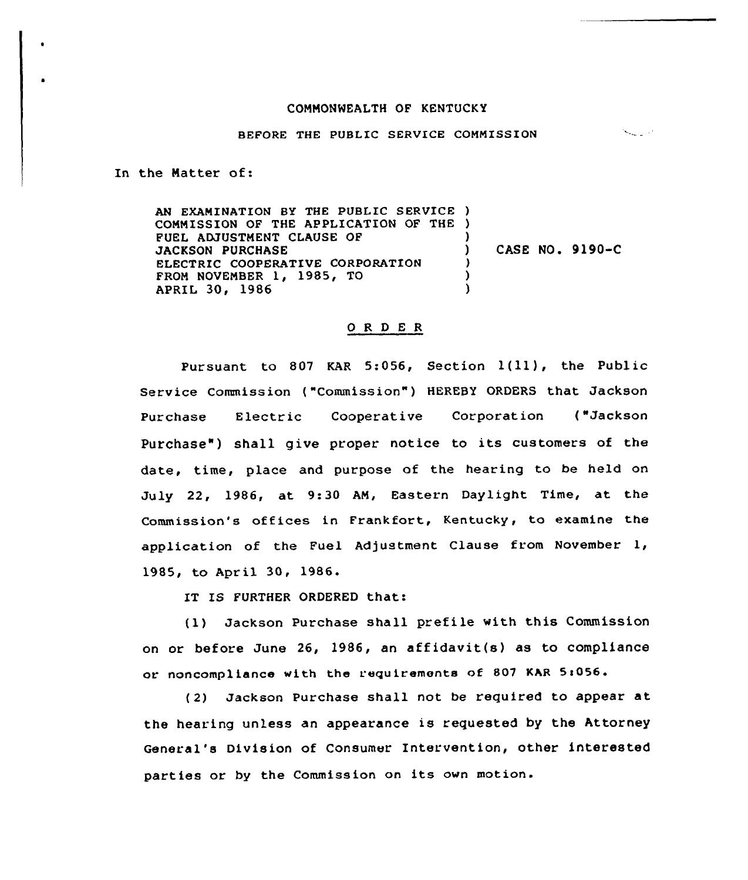COMMONWEALTH OF KENTUCKY

BEFORE THE PUBLIC SERVICE COMMISSION

In the Matter of:

| | | |
|---|---|---|
| AN EXAMINATION BY THE PUBLIC SERVICE COMMISSION OF THE APPLICATION OF THE FUEL ADJUSTMENT CLAUSE OF JACKSON PURCHASE ELECTRIC COOPERATIVE CORPORATION FROM NOVEMBER 1, 1985, TO APRIL 30, 1986 | ) | CASE NO. 9190-C |

# ORDER

Pursuant to 807 KAR 5:056, Section 1(11), the Public Service Commission ("Commission") HEREBY ORDERS that Jackson Purchase Electric Cooperative Corporation ("Jackson Purchase") shall give proper notice to its customers of the date, time, place and purpose of the hearing to be held on July 22, 1986, at 9:30 AM, Eastern Daylight Time, at the Commission's offices in Frankfort, Kentucky, to examine the application of the Fuel Adjustment Clause from November 1, 1985, to April 30, 1986.

IT IS FURTHER ORDERED that:

(1) Jackson Purchase shall prefile with this Commission on or before June 26, 1986, an affidavit(s) as to compliance or noncompliance with the requirements of 807 KAR 5:056.

(2) Jackson Purchase shall not be required to appear at the hearing unless an appearance is requested by the Attorney General's Division of Consumer Intervention, other interested parties or by the Commission on its own motion.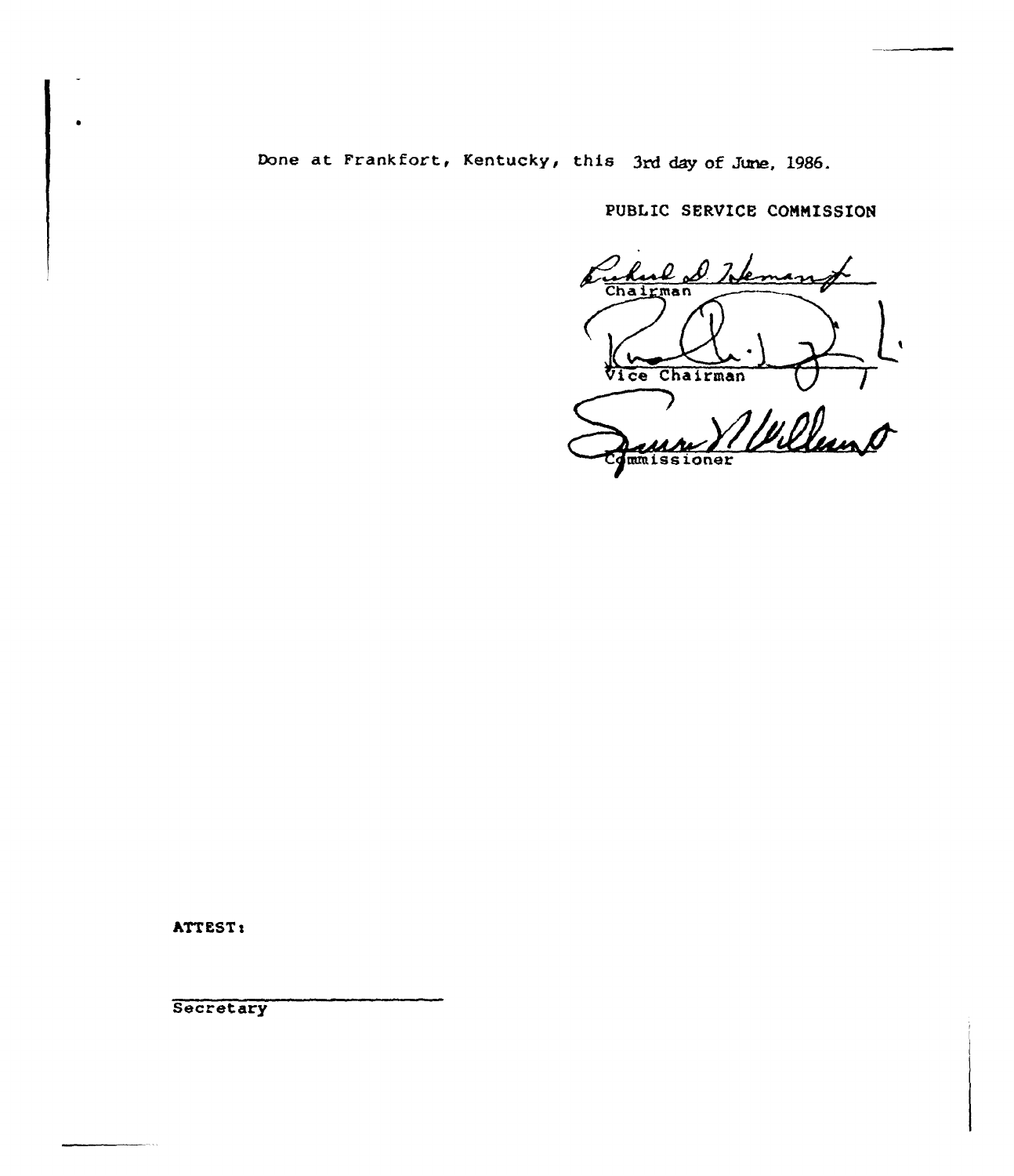Done at Frankfort, Kentucky, this 3rd day of June, 1986.

PUBLIC SERVICE COMMISSION

Chairman

Vice Chairman

Commissioner

ATTEST:

Secretary